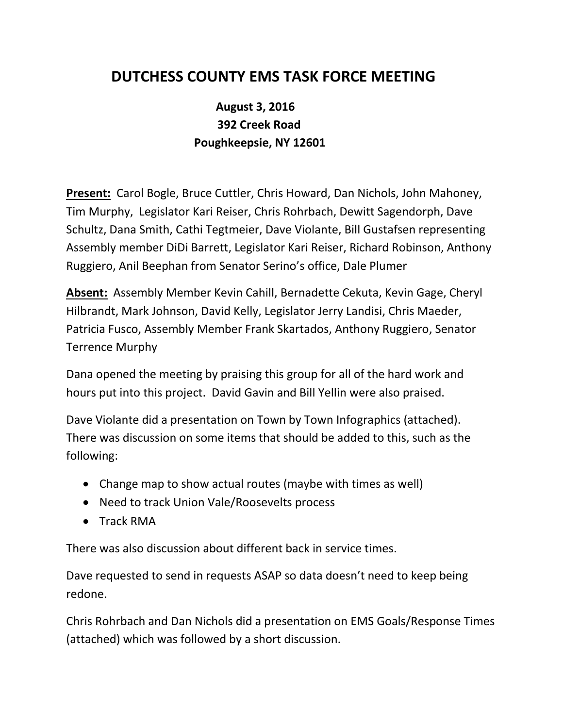# DUTCHESS COUNTY EMS TASK FORCE MEETING

**August 3, 2016**
**392 Creek Road**
**Poughkeepsie, NY 12601**

**Present:** Carol Bogle, Bruce Cuttler, Chris Howard, Dan Nichols, John Mahoney, Tim Murphy, Legislator Kari Reiser, Chris Rohrbach, Dewitt Sagendorph, Dave Schultz, Dana Smith, Cathi Tegtmeier, Dave Violante, Bill Gustafsen representing Assembly member DiDi Barrett, Legislator Kari Reiser, Richard Robinson, Anthony Ruggiero, Anil Beephan from Senator Serino's office, Dale Plumer

**Absent:** Assembly Member Kevin Cahill, Bernadette Cekuta, Kevin Gage, Cheryl Hilbrandt, Mark Johnson, David Kelly, Legislator Jerry Landisi, Chris Maeder, Patricia Fusco, Assembly Member Frank Skartados, Anthony Ruggiero, Senator Terrence Murphy

Dana opened the meeting by praising this group for all of the hard work and hours put into this project. David Gavin and Bill Yellin were also praised.

Dave Violante did a presentation on Town by Town Infographics (attached). There was discussion on some items that should be added to this, such as the following:

- Change map to show actual routes (maybe with times as well)
- Need to track Union Vale/Roosevelts process
- Track RMA

There was also discussion about different back in service times.

Dave requested to send in requests ASAP so data doesn't need to keep being redone.

Chris Rohrbach and Dan Nichols did a presentation on EMS Goals/Response Times (attached) which was followed by a short discussion.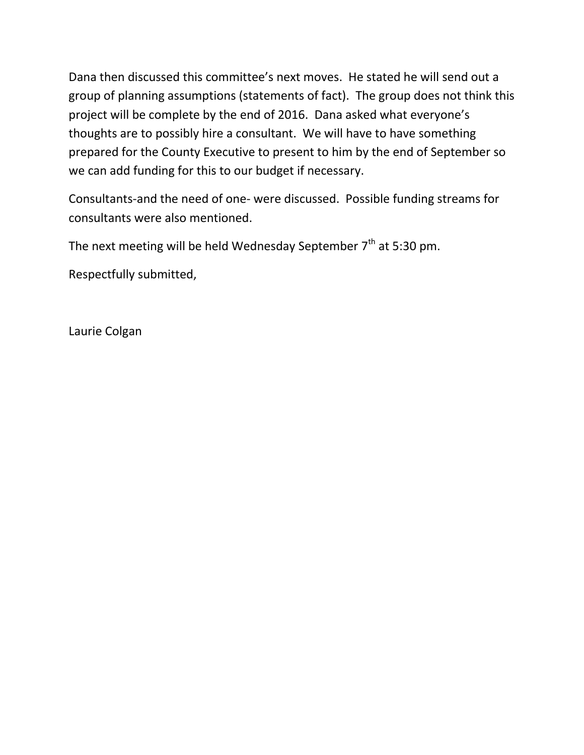Dana then discussed this committee's next moves. He stated he will send out a group of planning assumptions (statements of fact). The group does not think this project will be complete by the end of 2016. Dana asked what everyone's thoughts are to possibly hire a consultant. We will have to have something prepared for the County Executive to present to him by the end of September so we can add funding for this to our budget if necessary.

Consultants-and the need of one- were discussed. Possible funding streams for consultants were also mentioned.

The next meeting will be held Wednesday September 7th at 5:30 pm.

Respectfully submitted,

Laurie Colgan